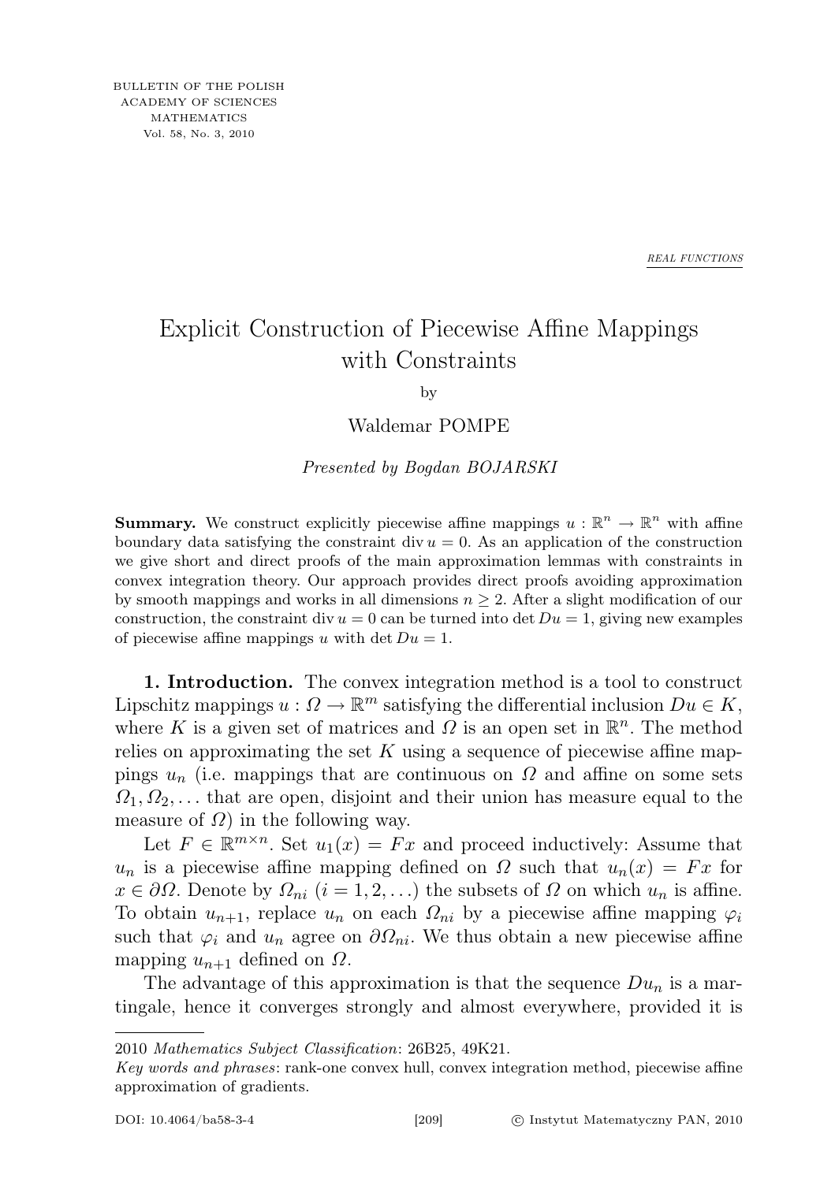REAL FUNCTIONS

# Explicit Construction of Piecewise Affine Mappings with Constraints

by

Waldemar POMPE

*Presented by Bogdan BOJARSKI*

**Summary.** We construct explicitly piecewise affine mappings $u : \mathbb{R}^n \to \mathbb{R}^n$ with affine boundary data satisfying the constraint $\operatorname{div} u = 0$. As an application of the construction we give short and direct proofs of the main approximation lemmas with constraints in convex integration theory. Our approach provides direct proofs avoiding approximation by smooth mappings and works in all dimensions $n \geq 2$. After a slight modification of our construction, the constraint $\operatorname{div} u = 0$ can be turned into $\det Du = 1$, giving new examples of piecewise affine mappings $u$ with $\det Du = 1$.

**1. Introduction.** The convex integration method is a tool to construct Lipschitz mappings $u : \Omega \to \mathbb{R}^m$ satisfying the differential inclusion $Du \in K$, where $K$ is a given set of matrices and $\Omega$ is an open set in $\mathbb{R}^n$. The method relies on approximating the set $K$ using a sequence of piecewise affine mappings $u_n$ (i.e. mappings that are continuous on $\Omega$ and affine on some sets $\Omega_1, \Omega_2, \ldots$ that are open, disjoint and their union has measure equal to the measure of $\Omega$) in the following way.

Let $F \in \mathbb{R}^{m \times n}$. Set $u_1(x) = Fx$ and proceed inductively: Assume that $u_n$ is a piecewise affine mapping defined on $\Omega$ such that $u_n(x) = Fx$ for $x \in \partial\Omega$. Denote by $\Omega_{ni}$ $(i = 1, 2, \ldots)$ the subsets of $\Omega$ on which $u_n$ is affine. To obtain $u_{n+1}$, replace $u_n$ on each $\Omega_{ni}$ by a piecewise affine mapping $\varphi_i$ such that $\varphi_i$ and $u_n$ agree on $\partial\Omega_{ni}$. We thus obtain a new piecewise affine mapping $u_{n+1}$ defined on $\Omega$.

The advantage of this approximation is that the sequence $Du_n$ is a martingale, hence it converges strongly and almost everywhere, provided it is

---

2010 *Mathematics Subject Classification*: 26B25, 49K21.

*Key words and phrases*: rank-one convex hull, convex integration method, piecewise affine approximation of gradients.

DOI: 10.4064/ba58-3-4 © Instytut Matematyczny PAN, 2010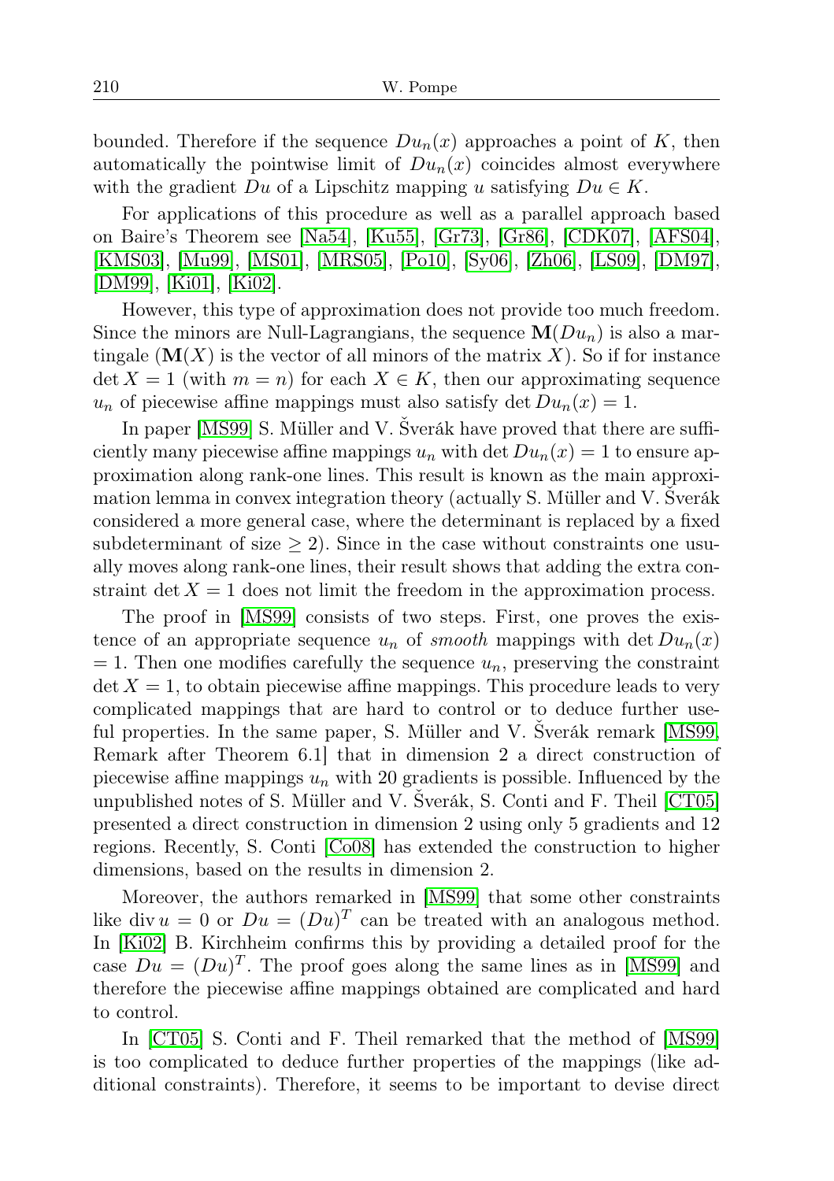bounded. Therefore if the sequence $Du_n(x)$ approaches a point of $K$, then automatically the pointwise limit of $Du_n(x)$ coincides almost everywhere with the gradient $Du$ of a Lipschitz mapping $u$ satisfying $Du \in K$.

For applications of this procedure as well as a parallel approach based on Baire's Theorem see [Na54], [Ku55], [Gr73], [Gr86], [CDK07], [AFS04], [KMS03], [Mu99], [MS01], [MRS05], [Po10], [Sy06], [Zh06], [LS09], [DM97], [DM99], [Ki01], [Ki02].

However, this type of approximation does not provide too much freedom. Since the minors are Null-Lagrangians, the sequence $\mathbf{M}(Du_n)$ is also a martingale ($\mathbf{M}(X)$ is the vector of all minors of the matrix $X$). So if for instance $\det X = 1$ (with $m = n$) for each $X \in K$, then our approximating sequence $u_n$ of piecewise affine mappings must also satisfy $\det Du_n(x) = 1$.

In paper [MS99] S. Müller and V. Šverák have proved that there are sufficiently many piecewise affine mappings $u_n$ with $\det Du_n(x) = 1$ to ensure approximation along rank-one lines. This result is known as the main approximation lemma in convex integration theory (actually S. Müller and V. Šverák considered a more general case, where the determinant is replaced by a fixed subdeterminant of size $\geq 2$). Since in the case without constraints one usually moves along rank-one lines, their result shows that adding the extra constraint $\det X = 1$ does not limit the freedom in the approximation process.

The proof in [MS99] consists of two steps. First, one proves the existence of an appropriate sequence $u_n$ of *smooth* mappings with $\det Du_n(x) = 1$. Then one modifies carefully the sequence $u_n$, preserving the constraint $\det X = 1$, to obtain piecewise affine mappings. This procedure leads to very complicated mappings that are hard to control or to deduce further useful properties. In the same paper, S. Müller and V. Šverák remark [MS99, Remark after Theorem 6.1] that in dimension 2 a direct construction of piecewise affine mappings $u_n$ with 20 gradients is possible. Influenced by the unpublished notes of S. Müller and V. Šverák, S. Conti and F. Theil [CT05] presented a direct construction in dimension 2 using only 5 gradients and 12 regions. Recently, S. Conti [Co08] has extended the construction to higher dimensions, based on the results in dimension 2.

Moreover, the authors remarked in [MS99] that some other constraints like $\operatorname{div} u = 0$ or $Du = (Du)^T$ can be treated with an analogous method. In [Ki02] B. Kirchheim confirms this by providing a detailed proof for the case $Du = (Du)^T$. The proof goes along the same lines as in [MS99] and therefore the piecewise affine mappings obtained are complicated and hard to control.

In [CT05] S. Conti and F. Theil remarked that the method of [MS99] is too complicated to deduce further properties of the mappings (like additional constraints). Therefore, it seems to be important to devise direct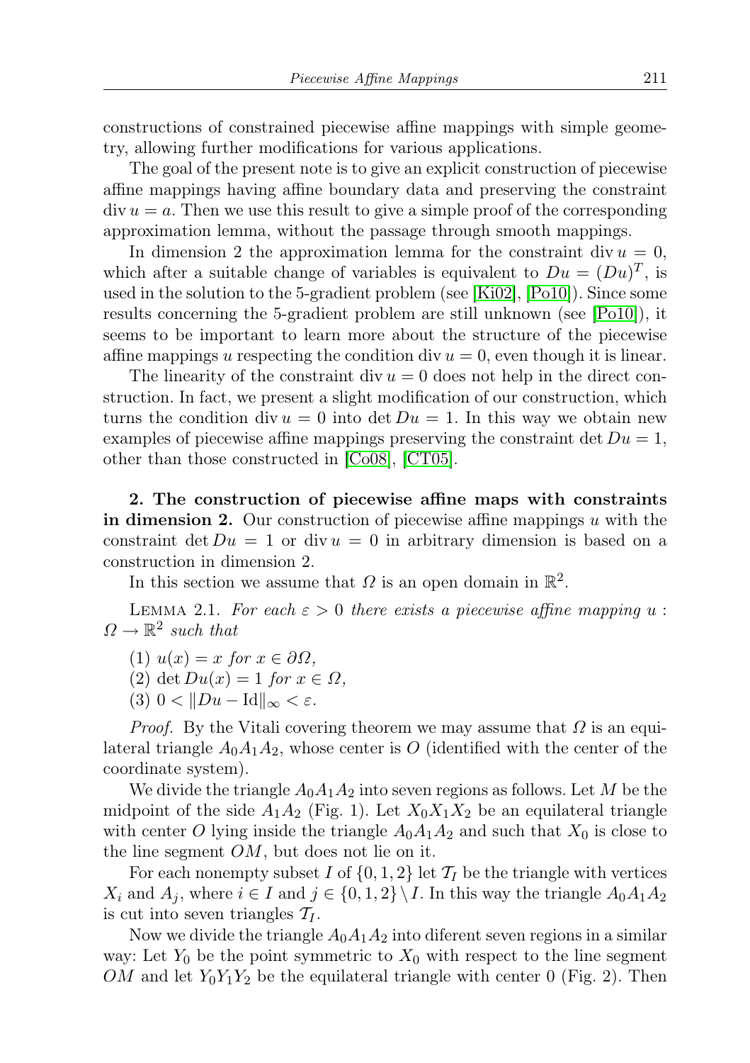constructions of constrained piecewise affine mappings with simple geometry, allowing further modifications for various applications.

The goal of the present note is to give an explicit construction of piecewise affine mappings having affine boundary data and preserving the constraint $\operatorname{div} u = a$. Then we use this result to give a simple proof of the corresponding approximation lemma, without the passage through smooth mappings.

In dimension 2 the approximation lemma for the constraint $\operatorname{div} u = 0$, which after a suitable change of variables is equivalent to $Du = (Du)^T$, is used in the solution to the 5-gradient problem (see [Ki02], [Po10]). Since some results concerning the 5-gradient problem are still unknown (see [Po10]), it seems to be important to learn more about the structure of the piecewise affine mappings $u$ respecting the condition $\operatorname{div} u = 0$, even though it is linear.

The linearity of the constraint $\operatorname{div} u = 0$ does not help in the direct construction. In fact, we present a slight modification of our construction, which turns the condition $\operatorname{div} u = 0$ into $\det Du = 1$. In this way we obtain new examples of piecewise affine mappings preserving the constraint $\det Du = 1$, other than those constructed in [Co08], [CT05].

**2. The construction of piecewise affine maps with constraints in dimension 2.** Our construction of piecewise affine mappings $u$ with the constraint $\det Du = 1$ or $\operatorname{div} u = 0$ in arbitrary dimension is based on a construction in dimension 2.

In this section we assume that $\Omega$ is an open domain in $\mathbb{R}^2$.

LEMMA 2.1. *For each $\varepsilon > 0$ there exists a piecewise affine mapping $u : \Omega \to \mathbb{R}^2$ such that*

(1) $u(x) = x$ *for* $x \in \partial\Omega$,

(2) $\det Du(x) = 1$ *for* $x \in \Omega$,

(3) $0 < \|Du - \mathrm{Id}\|_\infty < \varepsilon$.

*Proof.* By the Vitali covering theorem we may assume that $\Omega$ is an equilateral triangle $A_0A_1A_2$, whose center is $O$ (identified with the center of the coordinate system).

We divide the triangle $A_0A_1A_2$ into seven regions as follows. Let $M$ be the midpoint of the side $A_1A_2$ (Fig. 1). Let $X_0X_1X_2$ be an equilateral triangle with center $O$ lying inside the triangle $A_0A_1A_2$ and such that $X_0$ is close to the line segment $OM$, but does not lie on it.

For each nonempty subset $I$ of $\{0, 1, 2\}$ let $\mathcal{T}_I$ be the triangle with vertices $X_i$ and $A_j$, where $i \in I$ and $j \in \{0, 1, 2\} \setminus I$. In this way the triangle $A_0A_1A_2$ is cut into seven triangles $\mathcal{T}_I$.

Now we divide the triangle $A_0A_1A_2$ into diferent seven regions in a similar way: Let $Y_0$ be the point symmetric to $X_0$ with respect to the line segment $OM$ and let $Y_0Y_1Y_2$ be the equilateral triangle with center 0 (Fig. 2). Then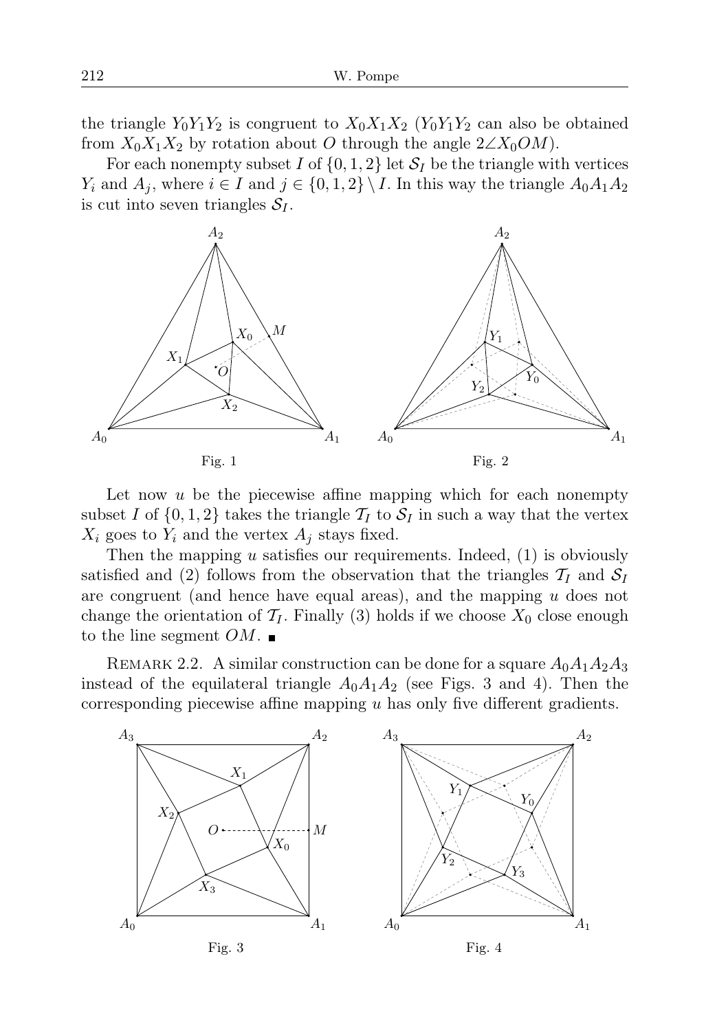the triangle $Y_0Y_1Y_2$ is congruent to $X_0X_1X_2$ ($Y_0Y_1Y_2$ can also be obtained from $X_0X_1X_2$ by rotation about $O$ through the angle $2\angle X_0OM$).

For each nonempty subset $I$ of $\{0, 1, 2\}$ let $\mathcal{S}_I$ be the triangle with vertices $Y_i$ and $A_j$, where $i \in I$ and $j \in \{0, 1, 2\} \setminus I$. In this way the triangle $A_0A_1A_2$ is cut into seven triangles $\mathcal{S}_I$.

Fig. 1

Fig. 2

Let now $u$ be the piecewise affine mapping which for each nonempty subset $I$ of $\{0, 1, 2\}$ takes the triangle $\mathcal{T}_I$ to $\mathcal{S}_I$ in such a way that the vertex $X_i$ goes to $Y_i$ and the vertex $A_j$ stays fixed.

Then the mapping $u$ satisfies our requirements. Indeed, (1) is obviously satisfied and (2) follows from the observation that the triangles $\mathcal{T}_I$ and $\mathcal{S}_I$ are congruent (and hence have equal areas), and the mapping $u$ does not change the orientation of $\mathcal{T}_I$. Finally (3) holds if we choose $X_0$ close enough to the line segment $OM$. ∎

Remark 2.2. A similar construction can be done for a square $A_0A_1A_2A_3$ instead of the equilateral triangle $A_0A_1A_2$ (see Figs. 3 and 4). Then the corresponding piecewise affine mapping $u$ has only five different gradients.

Fig. 3

Fig. 4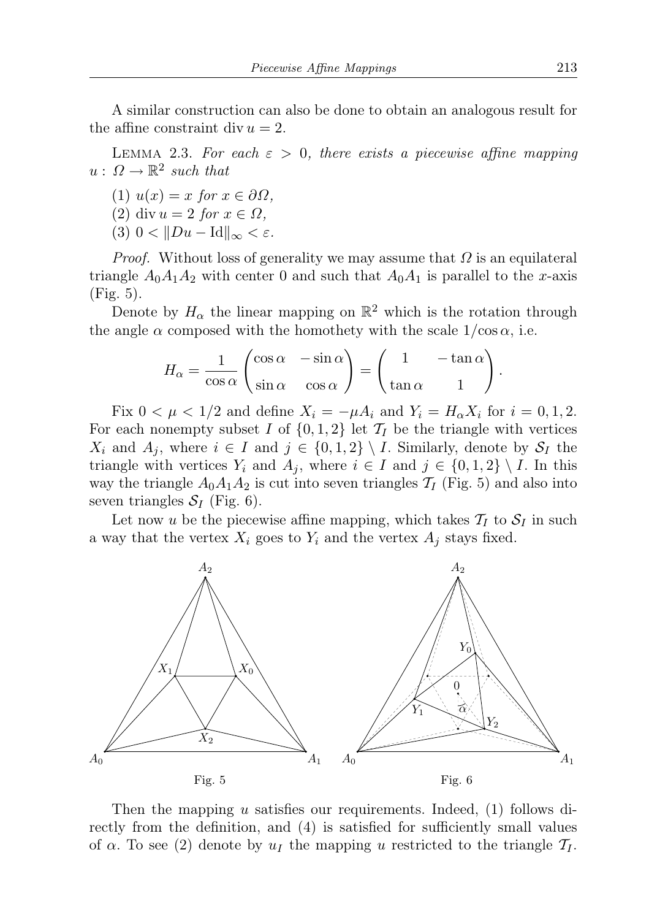A similar construction can also be done to obtain an analogous result for the affine constraint $\operatorname{div} u = 2$.

LEMMA 2.3. *For each $\varepsilon > 0$, there exists a piecewise affine mapping $u : \Omega \to \mathbb{R}^2$ such that*

(1) $u(x) = x$ *for* $x \in \partial\Omega$,
(2) $\operatorname{div} u = 2$ *for* $x \in \Omega$,
(3) $0 < \|Du - \mathrm{Id}\|_\infty < \varepsilon$.

*Proof.* Without loss of generality we may assume that $\Omega$ is an equilateral triangle $A_0A_1A_2$ with center 0 and such that $A_0A_1$ is parallel to the $x$-axis (Fig. 5).

Denote by $H_\alpha$ the linear mapping on $\mathbb{R}^2$ which is the rotation through the angle $\alpha$ composed with the homothety with the scale $1/\cos\alpha$, i.e.

$$H_\alpha = \frac{1}{\cos\alpha}\begin{pmatrix}\cos\alpha & -\sin\alpha\\ \sin\alpha & \cos\alpha\end{pmatrix} = \begin{pmatrix}1 & -\tan\alpha\\ \tan\alpha & 1\end{pmatrix}.$$

Fix $0 < \mu < 1/2$ and define $X_i = -\mu A_i$ and $Y_i = H_\alpha X_i$ for $i = 0, 1, 2$. For each nonempty subset $I$ of $\{0, 1, 2\}$ let $\mathcal{T}_I$ be the triangle with vertices $X_i$ and $A_j$, where $i \in I$ and $j \in \{0, 1, 2\} \setminus I$. Similarly, denote by $\mathcal{S}_I$ the triangle with vertices $Y_i$ and $A_j$, where $i \in I$ and $j \in \{0, 1, 2\} \setminus I$. In this way the triangle $A_0A_1A_2$ is cut into seven triangles $\mathcal{T}_I$ (Fig. 5) and also into seven triangles $\mathcal{S}_I$ (Fig. 6).

Let now $u$ be the piecewise affine mapping, which takes $\mathcal{T}_I$ to $\mathcal{S}_I$ in such a way that the vertex $X_i$ goes to $Y_i$ and the vertex $A_j$ stays fixed.

Fig. 5

Fig. 6

Then the mapping $u$ satisfies our requirements. Indeed, (1) follows directly from the definition, and (4) is satisfied for sufficiently small values of $\alpha$. To see (2) denote by $u_I$ the mapping $u$ restricted to the triangle $\mathcal{T}_I$.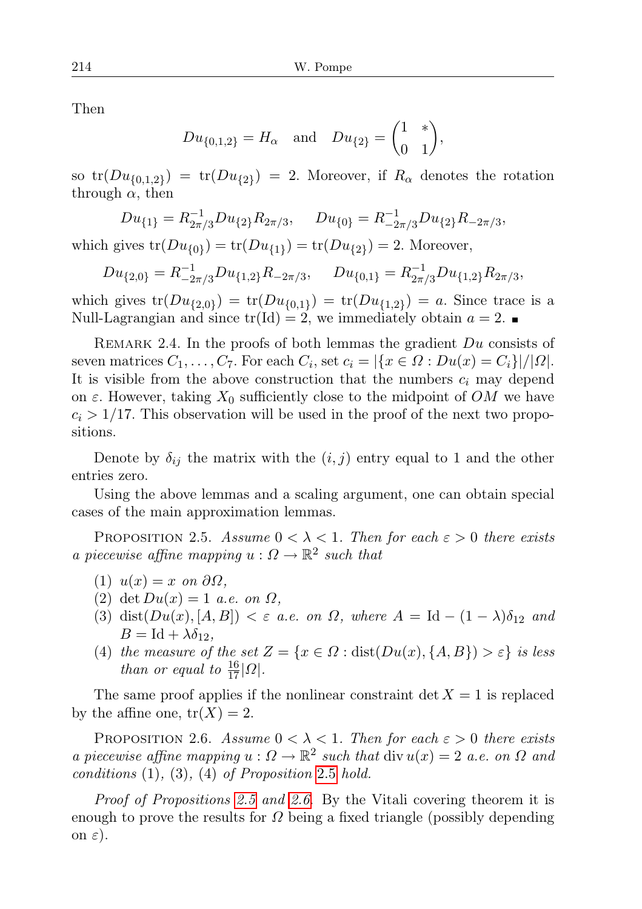Then

$$Du_{\{0,1,2\}} = H_\alpha \quad \text{and} \quad Du_{\{2\}} = \begin{pmatrix} 1 & * \\ 0 & 1 \end{pmatrix},$$

so $\operatorname{tr}(Du_{\{0,1,2\}}) = \operatorname{tr}(Du_{\{2\}}) = 2$. Moreover, if $R_\alpha$ denotes the rotation through $\alpha$, then

$$Du_{\{1\}} = R^{-1}_{2\pi/3} Du_{\{2\}} R_{2\pi/3}, \qquad Du_{\{0\}} = R^{-1}_{-2\pi/3} Du_{\{2\}} R_{-2\pi/3},$$

which gives $\operatorname{tr}(Du_{\{0\}}) = \operatorname{tr}(Du_{\{1\}}) = \operatorname{tr}(Du_{\{2\}}) = 2$. Moreover,

$$Du_{\{2,0\}} = R^{-1}_{-2\pi/3} Du_{\{1,2\}} R_{-2\pi/3}, \qquad Du_{\{0,1\}} = R^{-1}_{2\pi/3} Du_{\{1,2\}} R_{2\pi/3},$$

which gives $\operatorname{tr}(Du_{\{2,0\}}) = \operatorname{tr}(Du_{\{0,1\}}) = \operatorname{tr}(Du_{\{1,2\}}) = a$. Since trace is a Null-Lagrangian and since $\operatorname{tr}(\mathrm{Id}) = 2$, we immediately obtain $a = 2$. ∎

REMARK 2.4. In the proofs of both lemmas the gradient $Du$ consists of seven matrices $C_1, \ldots, C_7$. For each $C_i$, set $c_i = |\{x \in \Omega : Du(x) = C_i\}|/|\Omega|$. It is visible from the above construction that the numbers $c_i$ may depend on $\varepsilon$. However, taking $X_0$ sufficiently close to the midpoint of $OM$ we have $c_i > 1/17$. This observation will be used in the proof of the next two propositions.

Denote by $\delta_{ij}$ the matrix with the $(i,j)$ entry equal to 1 and the other entries zero.

Using the above lemmas and a scaling argument, one can obtain special cases of the main approximation lemmas.

PROPOSITION 2.5. *Assume $0 < \lambda < 1$. Then for each $\varepsilon > 0$ there exists a piecewise affine mapping $u : \Omega \to \mathbb{R}^2$ such that*

1. *$u(x) = x$ on $\partial\Omega$,*
2. *$\det Du(x) = 1$ a.e. on $\Omega$,*
3. *$\operatorname{dist}(Du(x), [A, B]) < \varepsilon$ a.e. on $\Omega$, where $A = \mathrm{Id} - (1 - \lambda)\delta_{12}$ and $B = \mathrm{Id} + \lambda\delta_{12}$,*
4. *the measure of the set $Z = \{x \in \Omega : \operatorname{dist}(Du(x), \{A, B\}) > \varepsilon\}$ is less than or equal to $\frac{16}{17}|\Omega|$.*

The same proof applies if the nonlinear constraint $\det X = 1$ is replaced by the affine one, $\operatorname{tr}(X) = 2$.

PROPOSITION 2.6. *Assume $0 < \lambda < 1$. Then for each $\varepsilon > 0$ there exists a piecewise affine mapping $u : \Omega \to \mathbb{R}^2$ such that $\operatorname{div} u(x) = 2$ a.e. on $\Omega$ and conditions* (1), (3), (4) *of Proposition* 2.5 *hold.*

*Proof of Propositions 2.5 and 2.6.* By the Vitali covering theorem it is enough to prove the results for $\Omega$ being a fixed triangle (possibly depending on $\varepsilon$).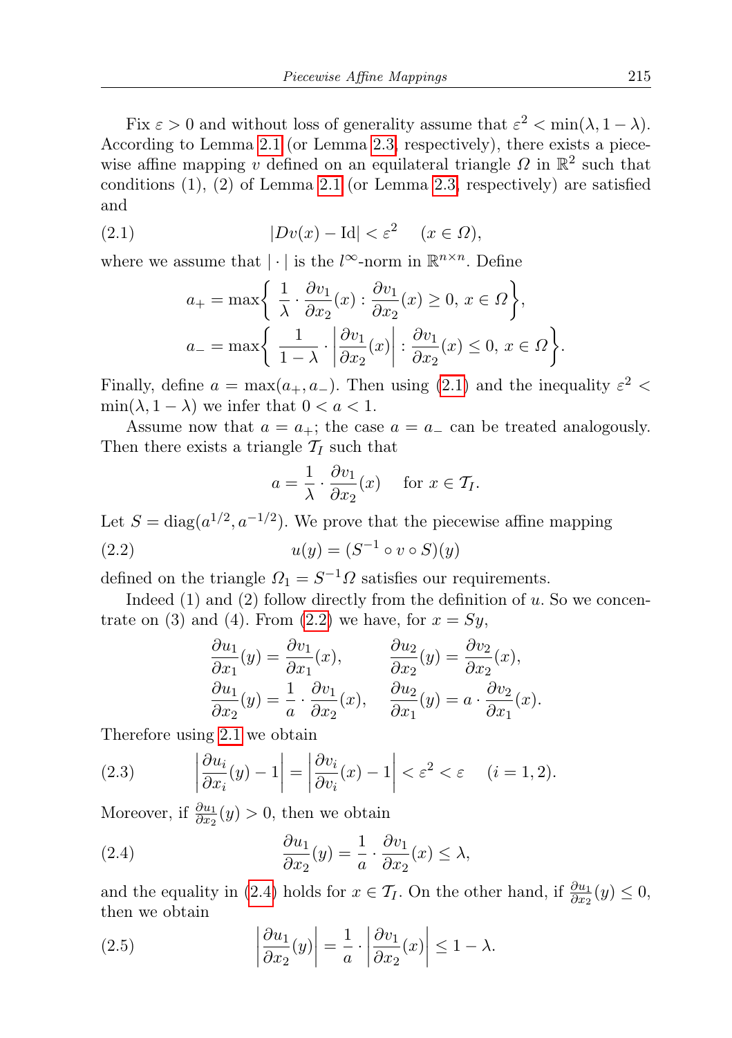Fix $\varepsilon > 0$ and without loss of generality assume that $\varepsilon^2 < \min(\lambda, 1-\lambda)$. According to Lemma 2.1 (or Lemma 2.3, respectively), there exists a piecewise affine mapping $v$ defined on an equilateral triangle $\Omega$ in $\mathbb{R}^2$ such that conditions (1), (2) of Lemma 2.1 (or Lemma 2.3, respectively) are satisfied and

$$|Dv(x) - \mathrm{Id}| < \varepsilon^2 \quad (x \in \Omega), \tag{2.1}$$

where we assume that $|\cdot|$ is the $l^\infty$-norm in $\mathbb{R}^{n\times n}$. Define

$$a_+ = \max\left\{ \frac{1}{\lambda}\cdot\frac{\partial v_1}{\partial x_2}(x) : \frac{\partial v_1}{\partial x_2}(x) \geq 0,\ x \in \Omega \right\},$$

$$a_- = \max\left\{ \frac{1}{1-\lambda}\cdot\left|\frac{\partial v_1}{\partial x_2}(x)\right| : \frac{\partial v_1}{\partial x_2}(x) \leq 0,\ x \in \Omega \right\}.$$

Finally, define $a = \max(a_+, a_-)$. Then using (2.1) and the inequality $\varepsilon^2 < \min(\lambda, 1-\lambda)$ we infer that $0 < a < 1$.

Assume now that $a = a_+$; the case $a = a_-$ can be treated analogously. Then there exists a triangle $\mathcal{T}_I$ such that

$$a = \frac{1}{\lambda}\cdot\frac{\partial v_1}{\partial x_2}(x) \quad \text{for } x \in \mathcal{T}_I.$$

Let $S = \mathrm{diag}(a^{1/2}, a^{-1/2})$. We prove that the piecewise affine mapping

$$u(y) = (S^{-1} \circ v \circ S)(y) \tag{2.2}$$

defined on the triangle $\Omega_1 = S^{-1}\Omega$ satisfies our requirements.

Indeed (1) and (2) follow directly from the definition of $u$. So we concentrate on (3) and (4). From (2.2) we have, for $x = Sy$,

$$\frac{\partial u_1}{\partial x_1}(y) = \frac{\partial v_1}{\partial x_1}(x), \qquad \frac{\partial u_2}{\partial x_2}(y) = \frac{\partial v_2}{\partial x_2}(x),$$

$$\frac{\partial u_1}{\partial x_2}(y) = \frac{1}{a}\cdot\frac{\partial v_1}{\partial x_2}(x), \qquad \frac{\partial u_2}{\partial x_1}(y) = a\cdot\frac{\partial v_2}{\partial x_1}(x).$$

Therefore using 2.1 we obtain

$$\left|\frac{\partial u_i}{\partial x_i}(y) - 1\right| = \left|\frac{\partial v_i}{\partial v_i}(x) - 1\right| < \varepsilon^2 < \varepsilon \quad (i = 1, 2). \tag{2.3}$$

Moreover, if $\frac{\partial u_1}{\partial x_2}(y) > 0$, then we obtain

$$\frac{\partial u_1}{\partial x_2}(y) = \frac{1}{a}\cdot\frac{\partial v_1}{\partial x_2}(x) \leq \lambda, \tag{2.4}$$

and the equality in (2.4) holds for $x \in \mathcal{T}_I$. On the other hand, if $\frac{\partial u_1}{\partial x_2}(y) \leq 0$, then we obtain

$$\left|\frac{\partial u_1}{\partial x_2}(y)\right| = \frac{1}{a}\cdot\left|\frac{\partial v_1}{\partial x_2}(x)\right| \leq 1 - \lambda. \tag{2.5}$$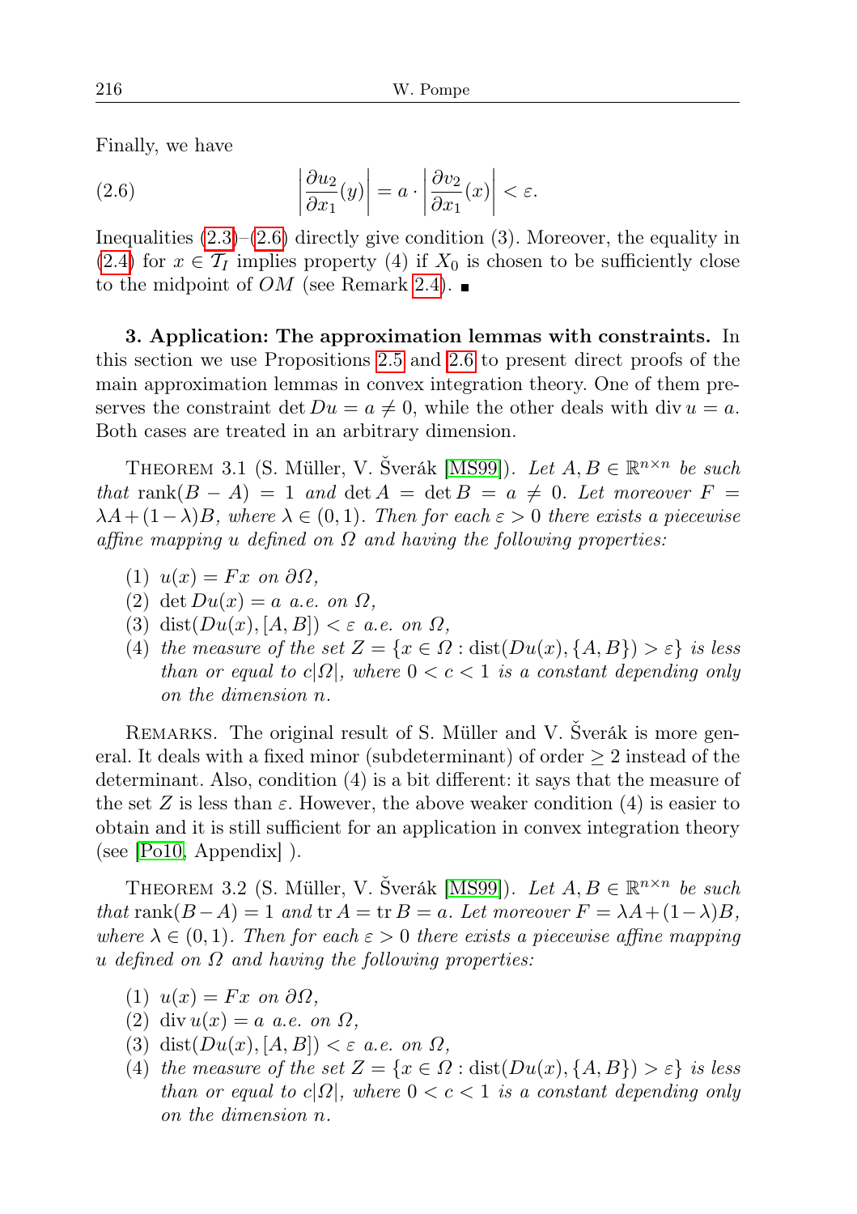Finally, we have

$$\left|\frac{\partial u_2}{\partial x_1}(y)\right| = a \cdot \left|\frac{\partial v_2}{\partial x_1}(x)\right| < \varepsilon. \tag{2.6}$$

Inequalities (2.3)–(2.6) directly give condition (3). Moreover, the equality in (2.4) for $x \in \mathcal{T}_I$ implies property (4) if $X_0$ is chosen to be sufficiently close to the midpoint of $OM$ (see Remark 2.4). ∎

**3. Application: The approximation lemmas with constraints.** In this section we use Propositions 2.5 and 2.6 to present direct proofs of the main approximation lemmas in convex integration theory. One of them preserves the constraint $\det Du = a \neq 0$, while the other deals with $\operatorname{div} u = a$. Both cases are treated in an arbitrary dimension.

THEOREM 3.1 (S. Müller, V. Šverák [MS99]). *Let $A, B \in \mathbb{R}^{n\times n}$ be such that* $\operatorname{rank}(B - A) = 1$ *and* $\det A = \det B = a \neq 0$*. Let moreover $F = \lambda A + (1-\lambda)B$, where $\lambda \in (0,1)$. Then for each $\varepsilon > 0$ there exists a piecewise affine mapping $u$ defined on $\Omega$ and having the following properties:*

1. *$u(x) = Fx$ on $\partial\Omega$,*
2. *$\det Du(x) = a$ a.e. on $\Omega$,*
3. *$\operatorname{dist}(Du(x), [A, B]) < \varepsilon$ a.e. on $\Omega$,*
4. *the measure of the set $Z = \{x \in \Omega : \operatorname{dist}(Du(x), \{A, B\}) > \varepsilon\}$ is less than or equal to $c|\Omega|$, where $0 < c < 1$ is a constant depending only on the dimension $n$.*

REMARKS. The original result of S. Müller and V. Šverák is more general. It deals with a fixed minor (subdeterminant) of order $\geq 2$ instead of the determinant. Also, condition (4) is a bit different: it says that the measure of the set $Z$ is less than $\varepsilon$. However, the above weaker condition (4) is easier to obtain and it is still sufficient for an application in convex integration theory (see [Po10, Appendix] ).

THEOREM 3.2 (S. Müller, V. Šverák [MS99]). *Let $A, B \in \mathbb{R}^{n\times n}$ be such that* $\operatorname{rank}(B-A) = 1$ *and* $\operatorname{tr} A = \operatorname{tr} B = a$*. Let moreover $F = \lambda A + (1-\lambda)B$, where $\lambda \in (0,1)$. Then for each $\varepsilon > 0$ there exists a piecewise affine mapping $u$ defined on $\Omega$ and having the following properties:*

1. *$u(x) = Fx$ on $\partial\Omega$,*
2. *$\operatorname{div} u(x) = a$ a.e. on $\Omega$,*
3. *$\operatorname{dist}(Du(x), [A, B]) < \varepsilon$ a.e. on $\Omega$,*
4. *the measure of the set $Z = \{x \in \Omega : \operatorname{dist}(Du(x), \{A, B\}) > \varepsilon\}$ is less than or equal to $c|\Omega|$, where $0 < c < 1$ is a constant depending only on the dimension $n$.*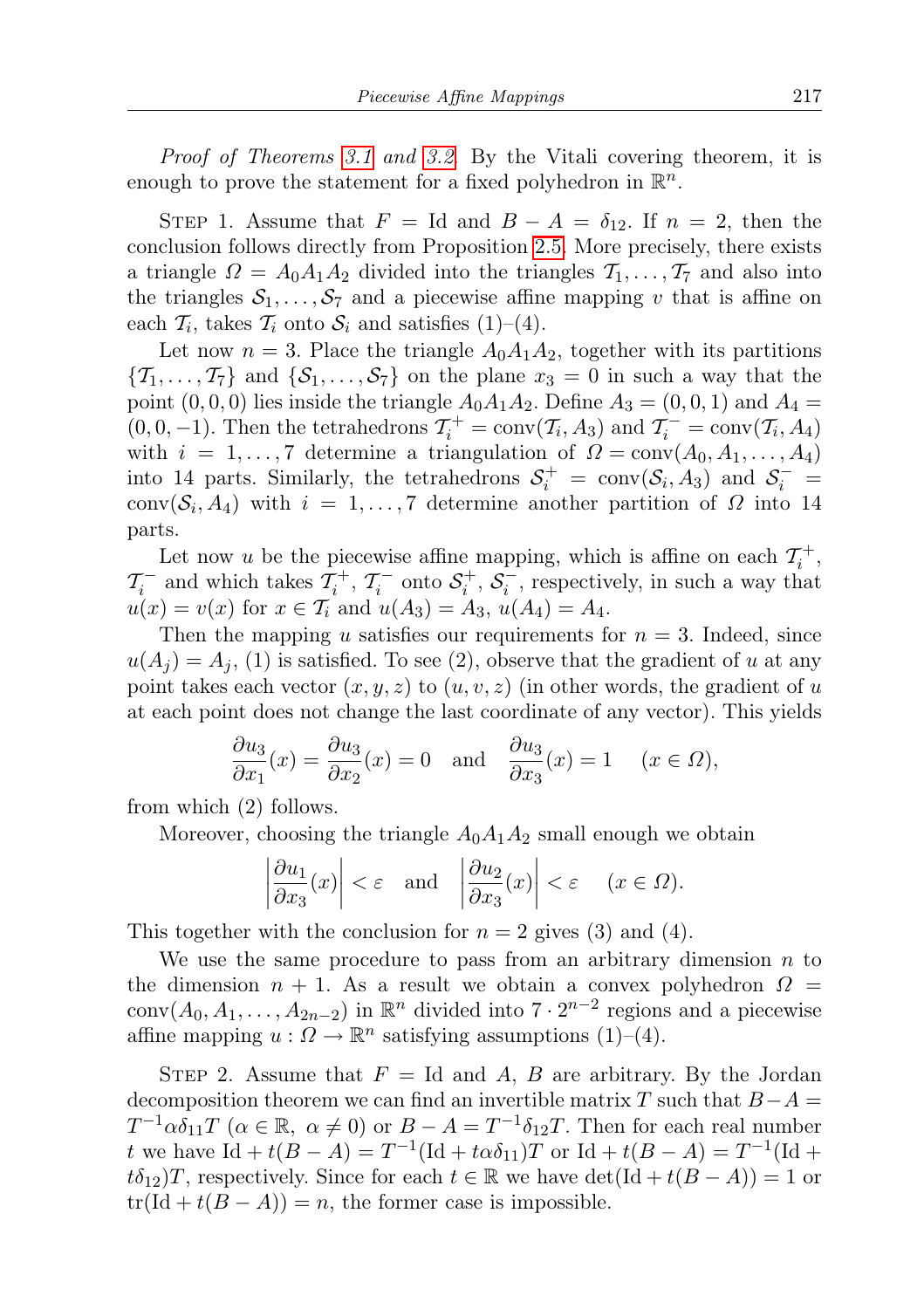*Proof of Theorems 3.1 and 3.2.* By the Vitali covering theorem, it is enough to prove the statement for a fixed polyhedron in $\mathbb{R}^n$.

Step 1. Assume that $F = \mathrm{Id}$ and $B - A = \delta_{12}$. If $n = 2$, then the conclusion follows directly from Proposition 2.5. More precisely, there exists a triangle $\Omega = A_0A_1A_2$ divided into the triangles $\mathcal{T}_1, \ldots, \mathcal{T}_7$ and also into the triangles $\mathcal{S}_1, \ldots, \mathcal{S}_7$ and a piecewise affine mapping $v$ that is affine on each $\mathcal{T}_i$, takes $\mathcal{T}_i$ onto $\mathcal{S}_i$ and satisfies (1)–(4).

Let now $n = 3$. Place the triangle $A_0A_1A_2$, together with its partitions $\{\mathcal{T}_1, \ldots, \mathcal{T}_7\}$ and $\{\mathcal{S}_1, \ldots, \mathcal{S}_7\}$ on the plane $x_3 = 0$ in such a way that the point $(0, 0, 0)$ lies inside the triangle $A_0A_1A_2$. Define $A_3 = (0, 0, 1)$ and $A_4 = (0, 0, -1)$. Then the tetrahedrons $\mathcal{T}_i^+ = \mathrm{conv}(\mathcal{T}_i, A_3)$ and $\mathcal{T}_i^- = \mathrm{conv}(\mathcal{T}_i, A_4)$ with $i = 1, \ldots, 7$ determine a triangulation of $\Omega = \mathrm{conv}(A_0, A_1, \ldots, A_4)$ into 14 parts. Similarly, the tetrahedrons $\mathcal{S}_i^+ = \mathrm{conv}(\mathcal{S}_i, A_3)$ and $\mathcal{S}_i^- = \mathrm{conv}(\mathcal{S}_i, A_4)$ with $i = 1, \ldots, 7$ determine another partition of $\Omega$ into 14 parts.

Let now $u$ be the piecewise affine mapping, which is affine on each $\mathcal{T}_i^+$, $\mathcal{T}_i^-$ and which takes $\mathcal{T}_i^+$, $\mathcal{T}_i^-$ onto $\mathcal{S}_i^+$, $\mathcal{S}_i^-$, respectively, in such a way that $u(x) = v(x)$ for $x \in \mathcal{T}_i$ and $u(A_3) = A_3$, $u(A_4) = A_4$.

Then the mapping $u$ satisfies our requirements for $n = 3$. Indeed, since $u(A_j) = A_j$, (1) is satisfied. To see (2), observe that the gradient of $u$ at any point takes each vector $(x, y, z)$ to $(u, v, z)$ (in other words, the gradient of $u$ at each point does not change the last coordinate of any vector). This yields

$$\frac{\partial u_3}{\partial x_1}(x) = \frac{\partial u_3}{\partial x_2}(x) = 0 \quad \text{and} \quad \frac{\partial u_3}{\partial x_3}(x) = 1 \quad (x \in \Omega),$$

from which (2) follows.

Moreover, choosing the triangle $A_0A_1A_2$ small enough we obtain

$$\left|\frac{\partial u_1}{\partial x_3}(x)\right| < \varepsilon \quad \text{and} \quad \left|\frac{\partial u_2}{\partial x_3}(x)\right| < \varepsilon \quad (x \in \Omega).$$

This together with the conclusion for $n = 2$ gives (3) and (4).

We use the same procedure to pass from an arbitrary dimension $n$ to the dimension $n + 1$. As a result we obtain a convex polyhedron $\Omega = \mathrm{conv}(A_0, A_1, \ldots, A_{2n-2})$ in $\mathbb{R}^n$ divided into $7 \cdot 2^{n-2}$ regions and a piecewise affine mapping $u : \Omega \to \mathbb{R}^n$ satisfying assumptions (1)–(4).

Step 2. Assume that $F = \mathrm{Id}$ and $A$, $B$ are arbitrary. By the Jordan decomposition theorem we can find an invertible matrix $T$ such that $B - A = T^{-1}\alpha\delta_{11}T$ $(\alpha \in \mathbb{R},\ \alpha \neq 0)$ or $B - A = T^{-1}\delta_{12}T$. Then for each real number $t$ we have $\mathrm{Id} + t(B - A) = T^{-1}(\mathrm{Id} + t\alpha\delta_{11})T$ or $\mathrm{Id} + t(B - A) = T^{-1}(\mathrm{Id} + t\delta_{12})T$, respectively. Since for each $t \in \mathbb{R}$ we have $\det(\mathrm{Id} + t(B - A)) = 1$ or $\mathrm{tr}(\mathrm{Id} + t(B - A)) = n$, the former case is impossible.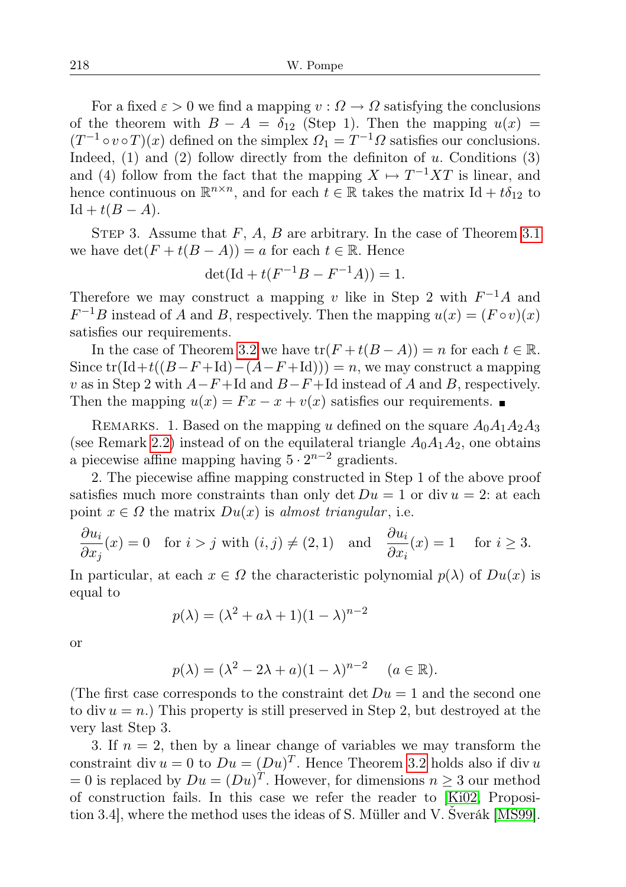For a fixed $\varepsilon > 0$ we find a mapping $v : \Omega \to \Omega$ satisfying the conclusions of the theorem with $B - A = \delta_{12}$ (Step 1). Then the mapping $u(x) = (T^{-1} \circ v \circ T)(x)$ defined on the simplex $\Omega_1 = T^{-1}\Omega$ satisfies our conclusions. Indeed, (1) and (2) follow directly from the definiton of $u$. Conditions (3) and (4) follow from the fact that the mapping $X \mapsto T^{-1}XT$ is linear, and hence continuous on $\mathbb{R}^{n\times n}$, and for each $t \in \mathbb{R}$ takes the matrix $\mathrm{Id} + t\delta_{12}$ to $\mathrm{Id} + t(B - A)$.

Step 3. Assume that $F$, $A$, $B$ are arbitrary. In the case of Theorem 3.1 we have $\det(F + t(B - A)) = a$ for each $t \in \mathbb{R}$. Hence

$$\det(\mathrm{Id} + t(F^{-1}B - F^{-1}A)) = 1.$$

Therefore we may construct a mapping $v$ like in Step 2 with $F^{-1}A$ and $F^{-1}B$ instead of $A$ and $B$, respectively. Then the mapping $u(x) = (F \circ v)(x)$ satisfies our requirements.

In the case of Theorem 3.2 we have $\mathrm{tr}(F + t(B - A)) = n$ for each $t \in \mathbb{R}$. Since $\mathrm{tr}(\mathrm{Id}+t((B-F+\mathrm{Id})-(A-F+\mathrm{Id}))) = n$, we may construct a mapping $v$ as in Step 2 with $A-F+\mathrm{Id}$ and $B-F+\mathrm{Id}$ instead of $A$ and $B$, respectively. Then the mapping $u(x) = Fx - x + v(x)$ satisfies our requirements. ∎

Remarks. 1. Based on the mapping $u$ defined on the square $A_0A_1A_2A_3$ (see Remark 2.2) instead of on the equilateral triangle $A_0A_1A_2$, one obtains a piecewise affine mapping having $5 \cdot 2^{n-2}$ gradients.

2. The piecewise affine mapping constructed in Step 1 of the above proof satisfies much more constraints than only $\det Du = 1$ or $\mathrm{div}\, u = 2$: at each point $x \in \Omega$ the matrix $Du(x)$ is *almost triangular*, i.e.

$$\frac{\partial u_i}{\partial x_j}(x) = 0 \quad \text{for } i > j \text{ with } (i,j) \neq (2,1) \quad \text{and} \quad \frac{\partial u_i}{\partial x_i}(x) = 1 \quad \text{for } i \geq 3.$$

In particular, at each $x \in \Omega$ the characteristic polynomial $p(\lambda)$ of $Du(x)$ is equal to

$$p(\lambda) = (\lambda^2 + a\lambda + 1)(1 - \lambda)^{n-2}$$

or

$$p(\lambda) = (\lambda^2 - 2\lambda + a)(1 - \lambda)^{n-2} \quad (a \in \mathbb{R}).$$

(The first case corresponds to the constraint $\det Du = 1$ and the second one to $\mathrm{div}\, u = n$.) This property is still preserved in Step 2, but destroyed at the very last Step 3.

3. If $n = 2$, then by a linear change of variables we may transform the constraint $\mathrm{div}\, u = 0$ to $Du = (Du)^T$. Hence Theorem 3.2 holds also if $\mathrm{div}\, u = 0$ is replaced by $Du = (Du)^T$. However, for dimensions $n \geq 3$ our method of construction fails. In this case we refer the reader to [Ki02, Proposition 3.4], where the method uses the ideas of S. Müller and V. Šverák [MS99].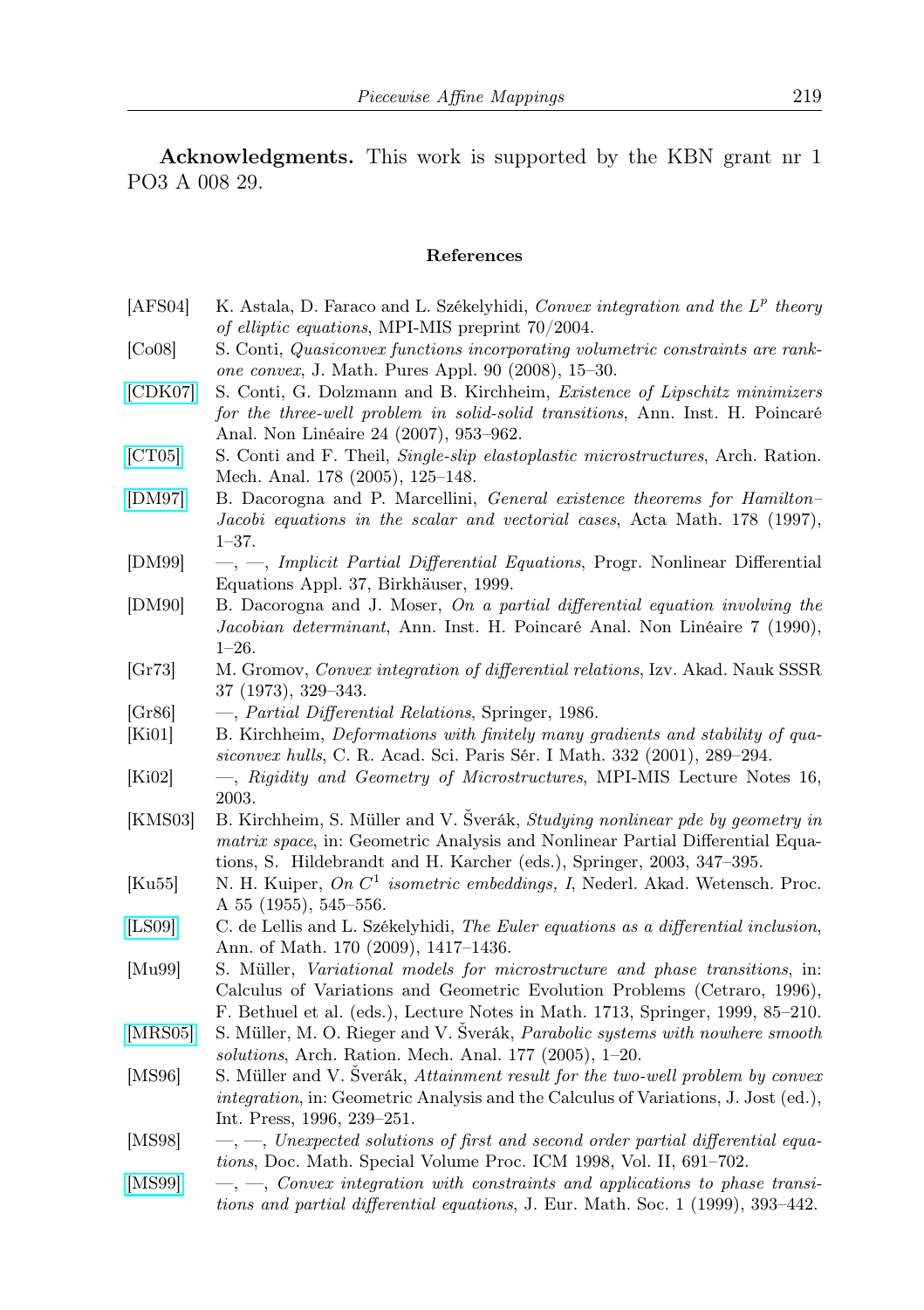**Acknowledgments.** This work is supported by the KBN grant nr 1 PO3 A 008 29.

## References

[AFS04] K. Astala, D. Faraco and L. Székelyhidi, *Convex integration and the $L^p$ theory of elliptic equations*, MPI-MIS preprint 70/2004.

[Co08] S. Conti, *Quasiconvex functions incorporating volumetric constraints are rank-one convex*, J. Math. Pures Appl. 90 (2008), 15–30.

[CDK07] S. Conti, G. Dolzmann and B. Kirchheim, *Existence of Lipschitz minimizers for the three-well problem in solid-solid transitions*, Ann. Inst. H. Poincaré Anal. Non Linéaire 24 (2007), 953–962.

[CT05] S. Conti and F. Theil, *Single-slip elastoplastic microstructures*, Arch. Ration. Mech. Anal. 178 (2005), 125–148.

[DM97] B. Dacorogna and P. Marcellini, *General existence theorems for Hamilton–Jacobi equations in the scalar and vectorial cases*, Acta Math. 178 (1997), 1–37.

[DM99] —, —, *Implicit Partial Differential Equations*, Progr. Nonlinear Differential Equations Appl. 37, Birkhäuser, 1999.

[DM90] B. Dacorogna and J. Moser, *On a partial differential equation involving the Jacobian determinant*, Ann. Inst. H. Poincaré Anal. Non Linéaire 7 (1990), 1–26.

[Gr73] M. Gromov, *Convex integration of differential relations*, Izv. Akad. Nauk SSSR 37 (1973), 329–343.

[Gr86] —, *Partial Differential Relations*, Springer, 1986.

[Ki01] B. Kirchheim, *Deformations with finitely many gradients and stability of quasiconvex hulls*, C. R. Acad. Sci. Paris Sér. I Math. 332 (2001), 289–294.

[Ki02] —, *Rigidity and Geometry of Microstructures*, MPI-MIS Lecture Notes 16, 2003.

[KMS03] B. Kirchheim, S. Müller and V. Šverák, *Studying nonlinear pde by geometry in matrix space*, in: Geometric Analysis and Nonlinear Partial Differential Equations, S. Hildebrandt and H. Karcher (eds.), Springer, 2003, 347–395.

[Ku55] N. H. Kuiper, *On $C^1$ isometric embeddings, I*, Nederl. Akad. Wetensch. Proc. A 55 (1955), 545–556.

[LS09] C. de Lellis and L. Székelyhidi, *The Euler equations as a differential inclusion*, Ann. of Math. 170 (2009), 1417–1436.

[Mu99] S. Müller, *Variational models for microstructure and phase transitions*, in: Calculus of Variations and Geometric Evolution Problems (Cetraro, 1996), F. Bethuel et al. (eds.), Lecture Notes in Math. 1713, Springer, 1999, 85–210.

[MRS05] S. Müller, M. O. Rieger and V. Šverák, *Parabolic systems with nowhere smooth solutions*, Arch. Ration. Mech. Anal. 177 (2005), 1–20.

[MS96] S. Müller and V. Šverák, *Attainment result for the two-well problem by convex integration*, in: Geometric Analysis and the Calculus of Variations, J. Jost (ed.), Int. Press, 1996, 239–251.

[MS98] —, —, *Unexpected solutions of first and second order partial differential equations*, Doc. Math. Special Volume Proc. ICM 1998, Vol. II, 691–702.

[MS99] —, —, *Convex integration with constraints and applications to phase transitions and partial differential equations*, J. Eur. Math. Soc. 1 (1999), 393–442.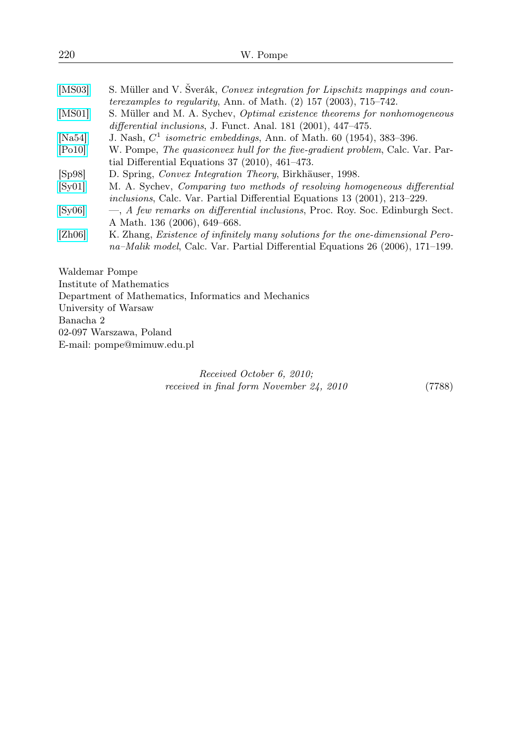[MS03] S. Müller and V. Šverák, *Convex integration for Lipschitz mappings and counterexamples to regularity*, Ann. of Math. (2) 157 (2003), 715–742.

[MS01] S. Müller and M. A. Sychev, *Optimal existence theorems for nonhomogeneous differential inclusions*, J. Funct. Anal. 181 (2001), 447–475.

[Na54] J. Nash, *$C^1$ isometric embeddings*, Ann. of Math. 60 (1954), 383–396.

[Po10] W. Pompe, *The quasiconvex hull for the five-gradient problem*, Calc. Var. Partial Differential Equations 37 (2010), 461–473.

[Sp98] D. Spring, *Convex Integration Theory*, Birkhäuser, 1998.

[Sy01] M. A. Sychev, *Comparing two methods of resolving homogeneous differential inclusions*, Calc. Var. Partial Differential Equations 13 (2001), 213–229.

[Sy06] —, *A few remarks on differential inclusions*, Proc. Roy. Soc. Edinburgh Sect. A Math. 136 (2006), 649–668.

[Zh06] K. Zhang, *Existence of infinitely many solutions for the one-dimensional Perona–Malik model*, Calc. Var. Partial Differential Equations 26 (2006), 171–199.

Waldemar Pompe
Institute of Mathematics
Department of Mathematics, Informatics and Mechanics
University of Warsaw
Banacha 2
02-097 Warszawa, Poland
E-mail: pompe@mimuw.edu.pl

*Received October 6, 2010;*
*received in final form November 24, 2010* (7788)